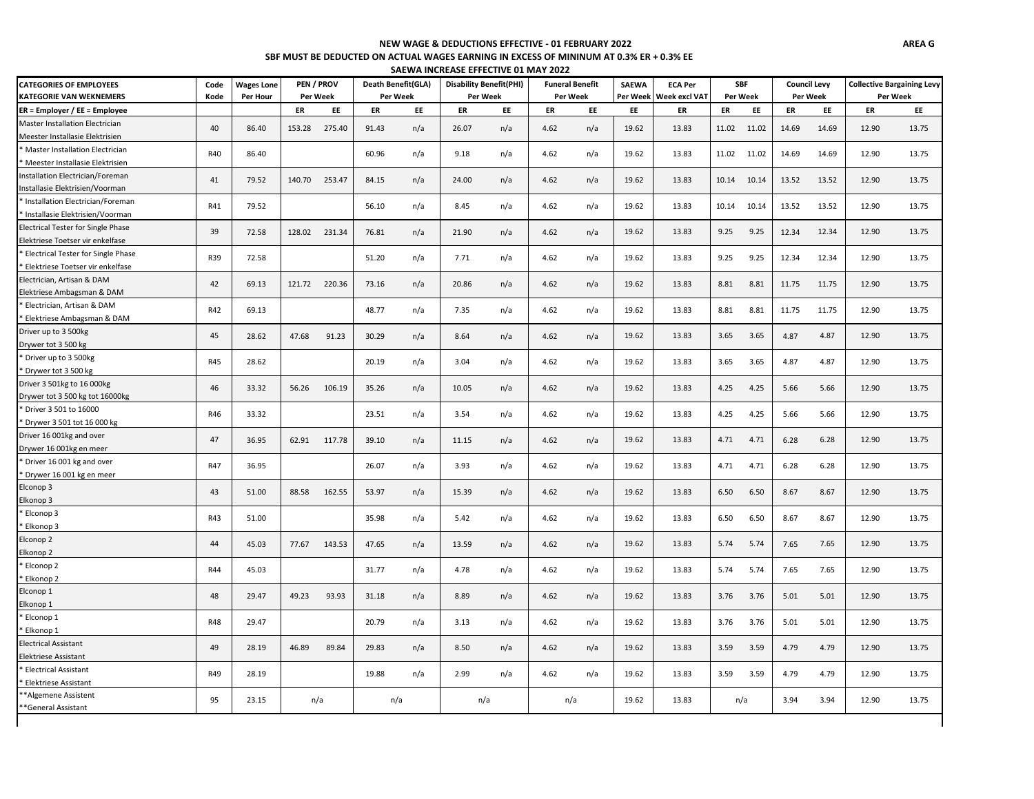**AREA G**

# NEW WAGE & DEDUCTIONS EFFECTIVE - 01 FEBRUARY 2022

## SBF MUST BE DEDUCTED ON ACTUAL WAGES EARNING IN EXCESS OF MININUM AT 0.3% ER + 0.3% EE

## SAEWA INCREASE EFFECTIVE 01 MAY 2022

| CATEGORIES OF EMPLOYEES KATEGORIE VAN WEKNEMERS | Code Kode | Wages Lone Per Hour | PEN / PROV Per Week | | Death Benefit(GLA) Per Week | | Disability Benefit(PHI) Per Week | | Funeral Benefit Per Week | | SAEWA Per Week | ECA Per Week excl VAT | SBF Per Week | | Council Levy Per Week | | Collective Bargaining Levy Per Week | |
|---|---|---|---|---|---|---|---|---|---|---|---|---|---|---|---|---|---|---|
| ER = Employer / EE = Employee | | | ER | EE | ER | EE | ER | EE | ER | EE | EE | ER | ER | EE | ER | EE | ER | EE |
| Master Installation Electrician Meester Installasie Elektrisien | 40 | 86.40 | 153.28 | 275.40 | 91.43 | n/a | 26.07 | n/a | 4.62 | n/a | 19.62 | 13.83 | 11.02 | 11.02 | 14.69 | 14.69 | 12.90 | 13.75 |
| * Master Installation Electrician * Meester Installasie Elektrisien | R40 | 86.40 | | | 60.96 | n/a | 9.18 | n/a | 4.62 | n/a | 19.62 | 13.83 | 11.02 | 11.02 | 14.69 | 14.69 | 12.90 | 13.75 |
| Installation Electrician/Foreman Installasie Elektrisien/Voorman | 41 | 79.52 | 140.70 | 253.47 | 84.15 | n/a | 24.00 | n/a | 4.62 | n/a | 19.62 | 13.83 | 10.14 | 10.14 | 13.52 | 13.52 | 12.90 | 13.75 |
| * Installation Electrician/Foreman * Installasie Elektrisien/Voorman | R41 | 79.52 | | | 56.10 | n/a | 8.45 | n/a | 4.62 | n/a | 19.62 | 13.83 | 10.14 | 10.14 | 13.52 | 13.52 | 12.90 | 13.75 |
| Electrical Tester for Single Phase Elektriese Toetser vir enkelfase | 39 | 72.58 | 128.02 | 231.34 | 76.81 | n/a | 21.90 | n/a | 4.62 | n/a | 19.62 | 13.83 | 9.25 | 9.25 | 12.34 | 12.34 | 12.90 | 13.75 |
| * Electrical Tester for Single Phase * Elektriese Toetser vir enkelfase | R39 | 72.58 | | | 51.20 | n/a | 7.71 | n/a | 4.62 | n/a | 19.62 | 13.83 | 9.25 | 9.25 | 12.34 | 12.34 | 12.90 | 13.75 |
| Electrician, Artisan & DAM Elektriese Ambagsman & DAM | 42 | 69.13 | 121.72 | 220.36 | 73.16 | n/a | 20.86 | n/a | 4.62 | n/a | 19.62 | 13.83 | 8.81 | 8.81 | 11.75 | 11.75 | 12.90 | 13.75 |
| * Electrician, Artisan & DAM * Elektriese Ambagsman & DAM | R42 | 69.13 | | | 48.77 | n/a | 7.35 | n/a | 4.62 | n/a | 19.62 | 13.83 | 8.81 | 8.81 | 11.75 | 11.75 | 12.90 | 13.75 |
| Driver up to 3 500kg Drywer tot 3 500 kg | 45 | 28.62 | 47.68 | 91.23 | 30.29 | n/a | 8.64 | n/a | 4.62 | n/a | 19.62 | 13.83 | 3.65 | 3.65 | 4.87 | 4.87 | 12.90 | 13.75 |
| * Driver up to 3 500kg * Drywer tot 3 500 kg | R45 | 28.62 | | | 20.19 | n/a | 3.04 | n/a | 4.62 | n/a | 19.62 | 13.83 | 3.65 | 3.65 | 4.87 | 4.87 | 12.90 | 13.75 |
| Driver 3 501kg to 16 000kg Drywer tot 3 500 kg tot 16000kg | 46 | 33.32 | 56.26 | 106.19 | 35.26 | n/a | 10.05 | n/a | 4.62 | n/a | 19.62 | 13.83 | 4.25 | 4.25 | 5.66 | 5.66 | 12.90 | 13.75 |
| * Driver 3 501 to 16000 * Drywer 3 501 tot 16 000 kg | R46 | 33.32 | | | 23.51 | n/a | 3.54 | n/a | 4.62 | n/a | 19.62 | 13.83 | 4.25 | 4.25 | 5.66 | 5.66 | 12.90 | 13.75 |
| Driver 16 001kg and over Drywer 16 001kg en meer | 47 | 36.95 | 62.91 | 117.78 | 39.10 | n/a | 11.15 | n/a | 4.62 | n/a | 19.62 | 13.83 | 4.71 | 4.71 | 6.28 | 6.28 | 12.90 | 13.75 |
| * Driver 16 001 kg and over * Drywer 16 001 kg en meer | R47 | 36.95 | | | 26.07 | n/a | 3.93 | n/a | 4.62 | n/a | 19.62 | 13.83 | 4.71 | 4.71 | 6.28 | 6.28 | 12.90 | 13.75 |
| Elconop 3 Elkonop 3 | 43 | 51.00 | 88.58 | 162.55 | 53.97 | n/a | 15.39 | n/a | 4.62 | n/a | 19.62 | 13.83 | 6.50 | 6.50 | 8.67 | 8.67 | 12.90 | 13.75 |
| * Elconop 3 * Elkonop 3 | R43 | 51.00 | | | 35.98 | n/a | 5.42 | n/a | 4.62 | n/a | 19.62 | 13.83 | 6.50 | 6.50 | 8.67 | 8.67 | 12.90 | 13.75 |
| Elconop 2 Elkonop 2 | 44 | 45.03 | 77.67 | 143.53 | 47.65 | n/a | 13.59 | n/a | 4.62 | n/a | 19.62 | 13.83 | 5.74 | 5.74 | 7.65 | 7.65 | 12.90 | 13.75 |
| * Elconop 2 * Elkonop 2 | R44 | 45.03 | | | 31.77 | n/a | 4.78 | n/a | 4.62 | n/a | 19.62 | 13.83 | 5.74 | 5.74 | 7.65 | 7.65 | 12.90 | 13.75 |
| Elconop 1 Elkonop 1 | 48 | 29.47 | 49.23 | 93.93 | 31.18 | n/a | 8.89 | n/a | 4.62 | n/a | 19.62 | 13.83 | 3.76 | 3.76 | 5.01 | 5.01 | 12.90 | 13.75 |
| * Elconop 1 * Elkonop 1 | R48 | 29.47 | | | 20.79 | n/a | 3.13 | n/a | 4.62 | n/a | 19.62 | 13.83 | 3.76 | 3.76 | 5.01 | 5.01 | 12.90 | 13.75 |
| Electrical Assistant Elektriese Assistant | 49 | 28.19 | 46.89 | 89.84 | 29.83 | n/a | 8.50 | n/a | 4.62 | n/a | 19.62 | 13.83 | 3.59 | 3.59 | 4.79 | 4.79 | 12.90 | 13.75 |
| * Electrical Assistant * Elektriese Assistant | R49 | 28.19 | | | 19.88 | n/a | 2.99 | n/a | 4.62 | n/a | 19.62 | 13.83 | 3.59 | 3.59 | 4.79 | 4.79 | 12.90 | 13.75 |
| **Algemene Assistent **General Assistant | 95 | 23.15 | n/a | | n/a | | n/a | | n/a | | 19.62 | 13.83 | n/a | | 3.94 | 3.94 | 12.90 | 13.75 |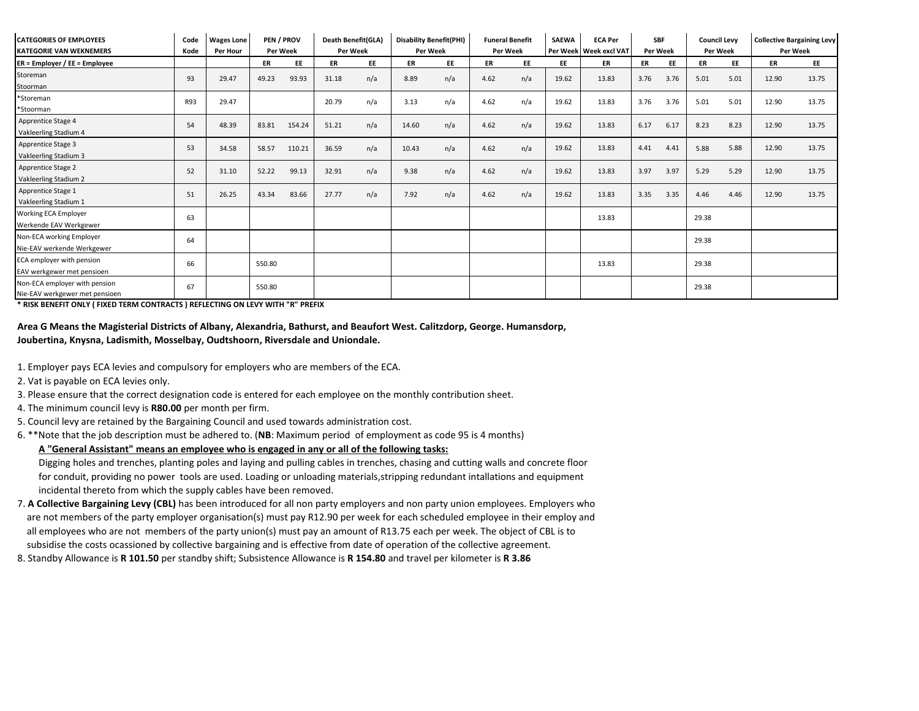| CATEGORIES OF EMPLOYEES<br>KATEGORIE VAN WEKNEMERS | Code<br>Kode | Wages Lone<br>Per Hour | PEN / PROV<br>Per Week | | Death Benefit(GLA)<br>Per Week | | Disability Benefit(PHI)<br>Per Week | | Funeral Benefit<br>Per Week | | SAEWA<br>Per Week | ECA Per<br>Week excl VAT | SBF<br>Per Week | | Council Levy<br>Per Week | | Collective Bargaining Levy<br>Per Week | |
|---|---|---|---|---|---|---|---|---|---|---|---|---|---|---|---|---|---|---|
| ER = Employer / EE = Employee | | | ER | EE | ER | EE | ER | EE | ER | EE | EE | ER | ER | EE | ER | EE | ER | EE |
| Storeman<br>Stoorman | 93 | 29.47 | 49.23 | 93.93 | 31.18 | n/a | 8.89 | n/a | 4.62 | n/a | 19.62 | 13.83 | 3.76 | 3.76 | 5.01 | 5.01 | 12.90 | 13.75 |
| *Storeman<br>*Stoorman | R93 | 29.47 | | | 20.79 | n/a | 3.13 | n/a | 4.62 | n/a | 19.62 | 13.83 | 3.76 | 3.76 | 5.01 | 5.01 | 12.90 | 13.75 |
| Apprentice Stage 4<br>Vakleerling Stadium 4 | 54 | 48.39 | 83.81 | 154.24 | 51.21 | n/a | 14.60 | n/a | 4.62 | n/a | 19.62 | 13.83 | 6.17 | 6.17 | 8.23 | 8.23 | 12.90 | 13.75 |
| Apprentice Stage 3<br>Vakleerling Stadium 3 | 53 | 34.58 | 58.57 | 110.21 | 36.59 | n/a | 10.43 | n/a | 4.62 | n/a | 19.62 | 13.83 | 4.41 | 4.41 | 5.88 | 5.88 | 12.90 | 13.75 |
| Apprentice Stage 2<br>Vakleerling Stadium 2 | 52 | 31.10 | 52.22 | 99.13 | 32.91 | n/a | 9.38 | n/a | 4.62 | n/a | 19.62 | 13.83 | 3.97 | 3.97 | 5.29 | 5.29 | 12.90 | 13.75 |
| Apprentice Stage 1<br>Vakleerling Stadium 1 | 51 | 26.25 | 43.34 | 83.66 | 27.77 | n/a | 7.92 | n/a | 4.62 | n/a | 19.62 | 13.83 | 3.35 | 3.35 | 4.46 | 4.46 | 12.90 | 13.75 |
| Working ECA Employer<br>Werkende EAV Werkgewer | 63 | | | | | | | | | | | 13.83 | | | 29.38 | | | |
| Non-ECA working Employer<br>Nie-EAV werkende Werkgewer | 64 | | | | | | | | | | | | | | 29.38 | | | |
| ECA employer with pension<br>EAV werkgewer met pensioen | 66 | | 550.80 | | | | | | | | | 13.83 | | | 29.38 | | | |
| Non-ECA employer with pension<br>Nie-EAV werkgewer met pensioen | 67 | | 550.80 | | | | | | | | | | | | 29.38 | | | |

**\* RISK BENEFIT ONLY ( FIXED TERM CONTRACTS ) REFLECTING ON LEVY WITH "R" PREFIX**

**Area G Means the Magisterial Districts of Albany, Alexandria, Bathurst, and Beaufort West. Calitzdorp, George. Humansdorp, Joubertina, Knysna, Ladismith, Mosselbay, Oudtshoorn, Riversdale and Uniondale.**

1. Employer pays ECA levies and compulsory for employers who are members of the ECA.
2. Vat is payable on ECA levies only.
3. Please ensure that the correct designation code is entered for each employee on the monthly contribution sheet.
4. The minimum council levy is **R80.00** per month per firm.
5. Council levy are retained by the Bargaining Council and used towards administration cost.
6. **Note that the job description must be adhered to. (**NB**: Maximum period of employment as code 95 is 4 months)

   **A "General Assistant" means an employee who is engaged in any or all of the following tasks:**

   Digging holes and trenches, planting poles and laying and pulling cables in trenches, chasing and cutting walls and concrete floor for conduit, providing no power tools are used. Loading or unloading materials,stripping redundant intallations and equipment incidental thereto from which the supply cables have been removed.
7. **A Collective Bargaining Levy (CBL)** has been introduced for all non party employers and non party union employees. Employers who are not members of the party employer organisation(s) must pay R12.90 per week for each scheduled employee in their employ and all employees who are not members of the party union(s) must pay an amount of R13.75 each per week. The object of CBL is to subsidise the costs ocassioned by collective bargaining and is effective from date of operation of the collective agreement.
8. Standby Allowance is **R 101.50** per standby shift; Subsistence Allowance is **R 154.80** and travel per kilometer is **R 3.86**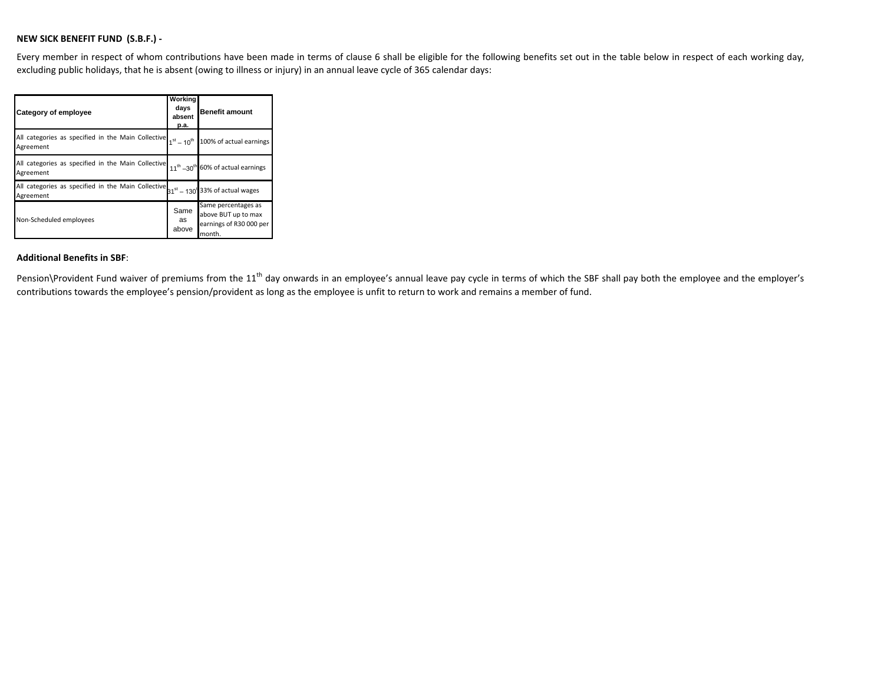**NEW SICK BENEFIT FUND (S.B.F.) -**

Every member in respect of whom contributions have been made in terms of clause 6 shall be eligible for the following benefits set out in the table below in respect of each working day, excluding public holidays, that he is absent (owing to illness or injury) in an annual leave cycle of 365 calendar days:

| Category of employee | Working days absent p.a. | Benefit amount |
|---|---|---|
| All categories as specified in the Main Collective Agreement | 1st – 10th | 100% of actual earnings |
| All categories as specified in the Main Collective Agreement | 11th –30th | 60% of actual earnings |
| All categories as specified in the Main Collective Agreement | 31st – 130th | 33% of actual wages |
| Non-Scheduled employees | Same as above | Same percentages as above BUT up to max earnings of R30 000 per month. |

**Additional Benefits in SBF**:

Pension\Provident Fund waiver of premiums from the 11th day onwards in an employee's annual leave pay cycle in terms of which the SBF shall pay both the employee and the employer's contributions towards the employee's pension/provident as long as the employee is unfit to return to work and remains a member of fund.